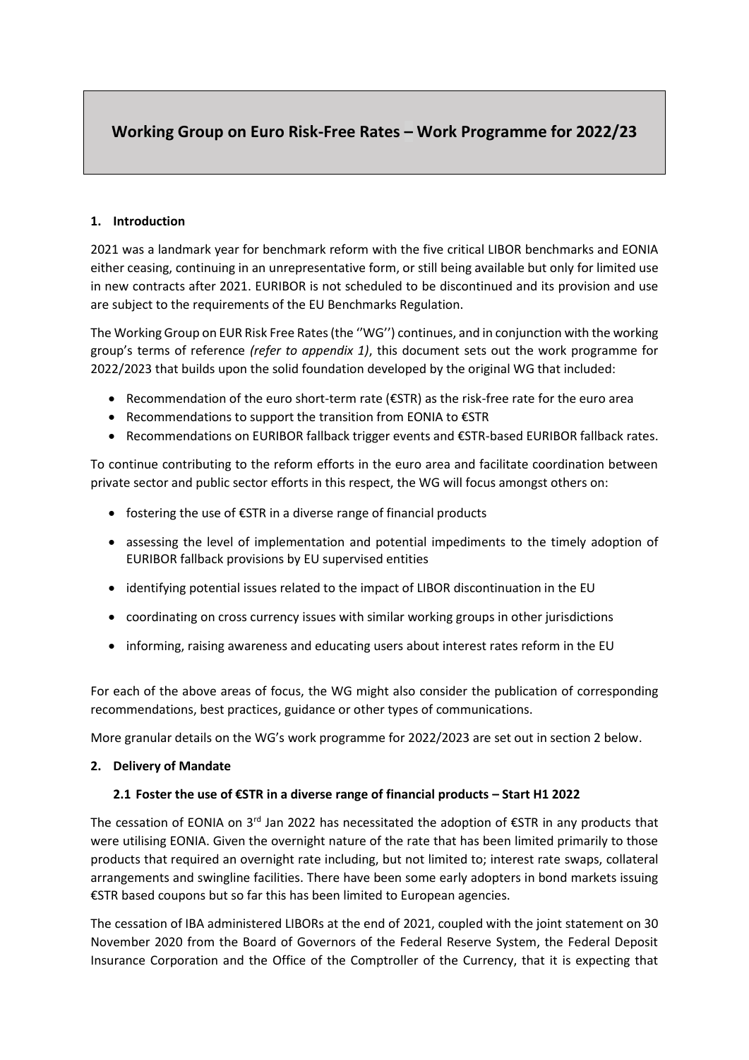# Working Group on Euro Risk-Free Rates – Work Programme for 2022/23

## 1. Introduction

2021 was a landmark year for benchmark reform with the five critical LIBOR benchmarks and EONIA either ceasing, continuing in an unrepresentative form, or still being available but only for limited use in new contracts after 2021. EURIBOR is not scheduled to be discontinued and its provision and use are subject to the requirements of the EU Benchmarks Regulation.

The Working Group on EUR Risk Free Rates (the ''WG'') continues, and in conjunction with the working group's terms of reference *(refer to appendix 1)*, this document sets out the work programme for 2022/2023 that builds upon the solid foundation developed by the original WG that included:

- Recommendation of the euro short-term rate (€STR) as the risk-free rate for the euro area
- Recommendations to support the transition from EONIA to €STR
- Recommendations on EURIBOR fallback trigger events and €STR-based EURIBOR fallback rates.

To continue contributing to the reform efforts in the euro area and facilitate coordination between private sector and public sector efforts in this respect, the WG will focus amongst others on:

- fostering the use of €STR in a diverse range of financial products
- assessing the level of implementation and potential impediments to the timely adoption of EURIBOR fallback provisions by EU supervised entities
- identifying potential issues related to the impact of LIBOR discontinuation in the EU
- coordinating on cross currency issues with similar working groups in other jurisdictions
- informing, raising awareness and educating users about interest rates reform in the EU

For each of the above areas of focus, the WG might also consider the publication of corresponding recommendations, best practices, guidance or other types of communications.

More granular details on the WG's work programme for 2022/2023 are set out in section 2 below.

## 2. Delivery of Mandate

### 2.1 Foster the use of €STR in a diverse range of financial products – Start H1 2022

The cessation of EONIA on 3rd Jan 2022 has necessitated the adoption of €STR in any products that were utilising EONIA. Given the overnight nature of the rate that has been limited primarily to those products that required an overnight rate including, but not limited to; interest rate swaps, collateral arrangements and swingline facilities. There have been some early adopters in bond markets issuing €STR based coupons but so far this has been limited to European agencies.

The cessation of IBA administered LIBORs at the end of 2021, coupled with the joint statement on 30 November 2020 from the Board of Governors of the Federal Reserve System, the Federal Deposit Insurance Corporation and the Office of the Comptroller of the Currency, that it is expecting that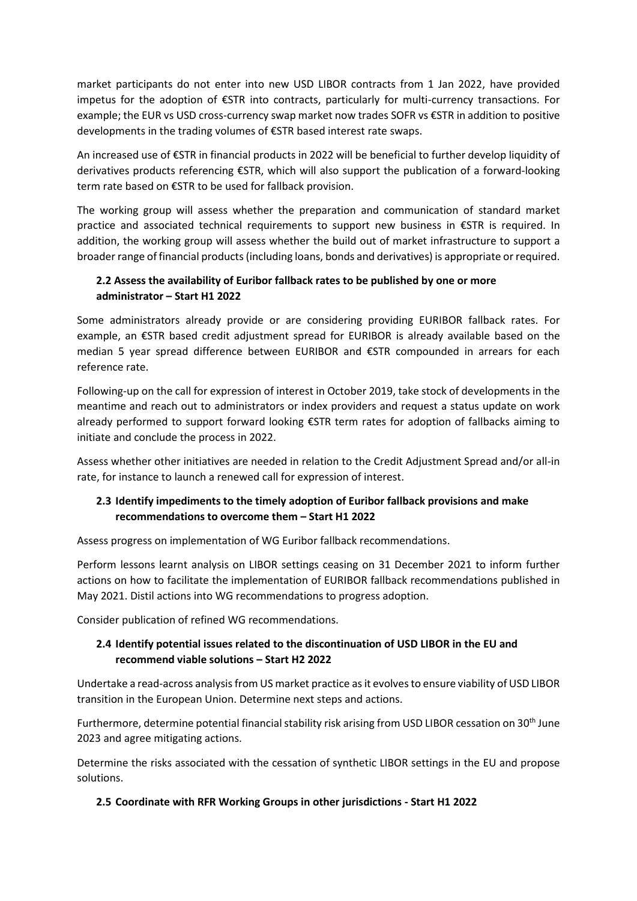market participants do not enter into new USD LIBOR contracts from 1 Jan 2022, have provided impetus for the adoption of €STR into contracts, particularly for multi-currency transactions. For example; the EUR vs USD cross-currency swap market now trades SOFR vs €STR in addition to positive developments in the trading volumes of €STR based interest rate swaps.

An increased use of €STR in financial products in 2022 will be beneficial to further develop liquidity of derivatives products referencing €STR, which will also support the publication of a forward-looking term rate based on €STR to be used for fallback provision.

The working group will assess whether the preparation and communication of standard market practice and associated technical requirements to support new business in €STR is required. In addition, the working group will assess whether the build out of market infrastructure to support a broader range of financial products (including loans, bonds and derivatives) is appropriate or required.

### 2.2 Assess the availability of Euribor fallback rates to be published by one or more administrator – Start H1 2022

Some administrators already provide or are considering providing EURIBOR fallback rates. For example, an €STR based credit adjustment spread for EURIBOR is already available based on the median 5 year spread difference between EURIBOR and €STR compounded in arrears for each reference rate.

Following-up on the call for expression of interest in October 2019, take stock of developments in the meantime and reach out to administrators or index providers and request a status update on work already performed to support forward looking €STR term rates for adoption of fallbacks aiming to initiate and conclude the process in 2022.

Assess whether other initiatives are needed in relation to the Credit Adjustment Spread and/or all-in rate, for instance to launch a renewed call for expression of interest.

### 2.3 Identify impediments to the timely adoption of Euribor fallback provisions and make recommendations to overcome them – Start H1 2022

Assess progress on implementation of WG Euribor fallback recommendations.

Perform lessons learnt analysis on LIBOR settings ceasing on 31 December 2021 to inform further actions on how to facilitate the implementation of EURIBOR fallback recommendations published in May 2021. Distil actions into WG recommendations to progress adoption.

Consider publication of refined WG recommendations.

### 2.4 Identify potential issues related to the discontinuation of USD LIBOR in the EU and recommend viable solutions – Start H2 2022

Undertake a read-across analysis from US market practice as it evolves to ensure viability of USD LIBOR transition in the European Union. Determine next steps and actions.

Furthermore, determine potential financial stability risk arising from USD LIBOR cessation on 30th June 2023 and agree mitigating actions.

Determine the risks associated with the cessation of synthetic LIBOR settings in the EU and propose solutions.

### 2.5 Coordinate with RFR Working Groups in other jurisdictions - Start H1 2022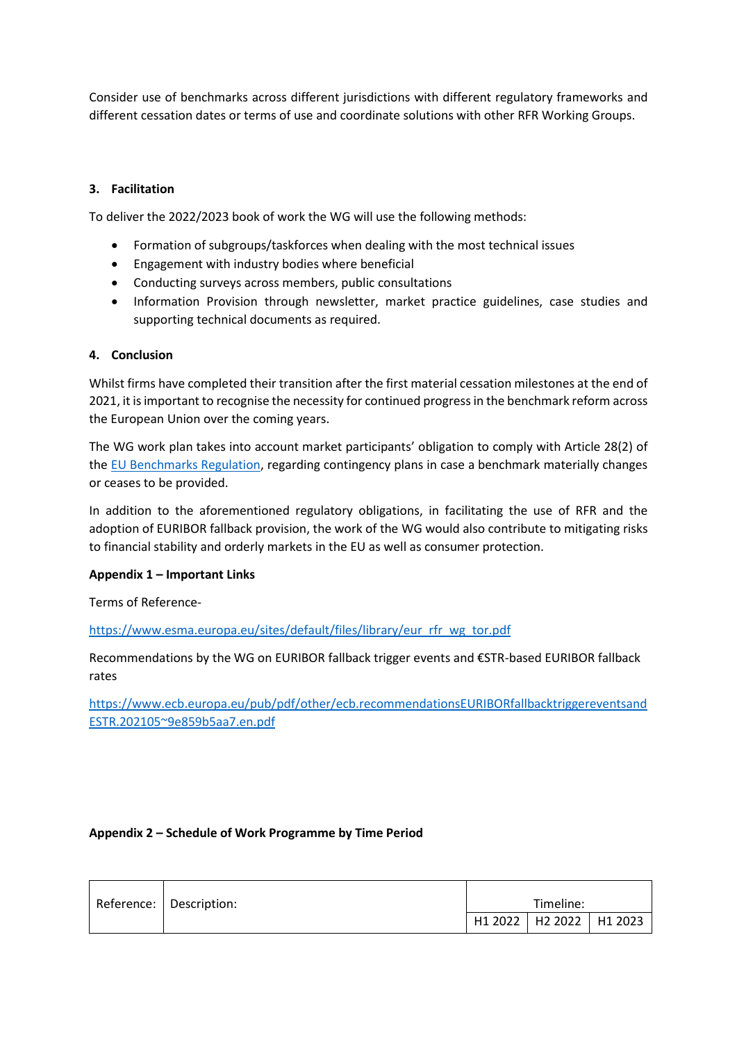Consider use of benchmarks across different jurisdictions with different regulatory frameworks and different cessation dates or terms of use and coordinate solutions with other RFR Working Groups.

### 3. Facilitation

To deliver the 2022/2023 book of work the WG will use the following methods:

- Formation of subgroups/taskforces when dealing with the most technical issues
- Engagement with industry bodies where beneficial
- Conducting surveys across members, public consultations
- Information Provision through newsletter, market practice guidelines, case studies and supporting technical documents as required.

### 4. Conclusion

Whilst firms have completed their transition after the first material cessation milestones at the end of 2021, it is important to recognise the necessity for continued progress in the benchmark reform across the European Union over the coming years.

The WG work plan takes into account market participants' obligation to comply with Article 28(2) of the EU Benchmarks Regulation, regarding contingency plans in case a benchmark materially changes or ceases to be provided.

In addition to the aforementioned regulatory obligations, in facilitating the use of RFR and the adoption of EURIBOR fallback provision, the work of the WG would also contribute to mitigating risks to financial stability and orderly markets in the EU as well as consumer protection.

**Appendix 1 – Important Links**

Terms of Reference-

https://www.esma.europa.eu/sites/default/files/library/eur_rfr_wg_tor.pdf

Recommendations by the WG on EURIBOR fallback trigger events and €STR-based EURIBOR fallback rates

https://www.ecb.europa.eu/pub/pdf/other/ecb.recommendationsEURIBORfallbacktriggereventsandESTR.202105~9e859b5aa7.en.pdf

**Appendix 2 – Schedule of Work Programme by Time Period**

| Reference: | Description: | Timeline: | | |
|---|---|---|---|---|
| | | H1 2022 | H2 2022 | H1 2023 |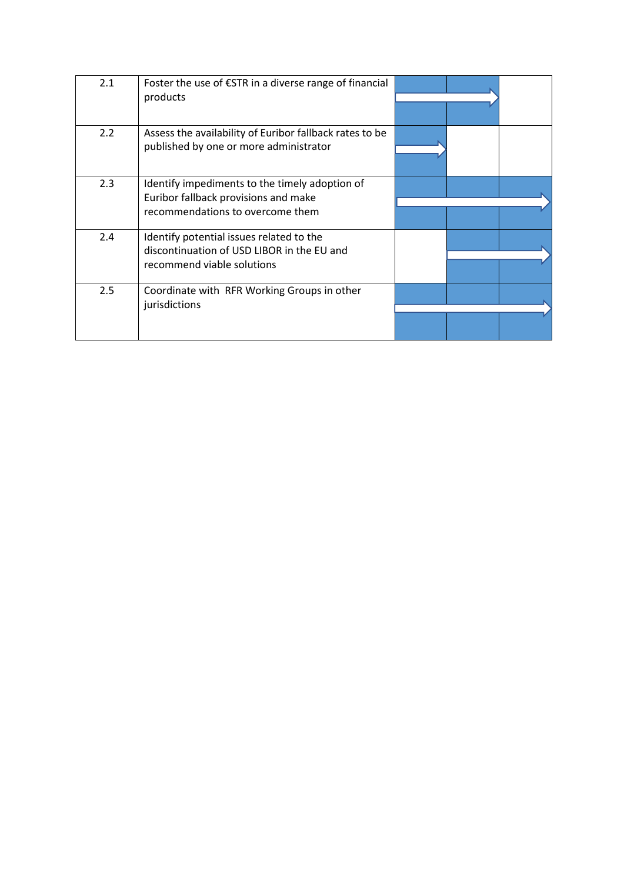| | | | | |
|---|---|---|---|---|
| 2.1 | Foster the use of €STR in a diverse range of financial products | | | |
| 2.2 | Assess the availability of Euribor fallback rates to be published by one or more administrator | | | |
| 2.3 | Identify impediments to the timely adoption of Euribor fallback provisions and make recommendations to overcome them | | | |
| 2.4 | Identify potential issues related to the discontinuation of USD LIBOR in the EU and recommend viable solutions | | | |
| 2.5 | Coordinate with RFR Working Groups in other jurisdictions | | | |